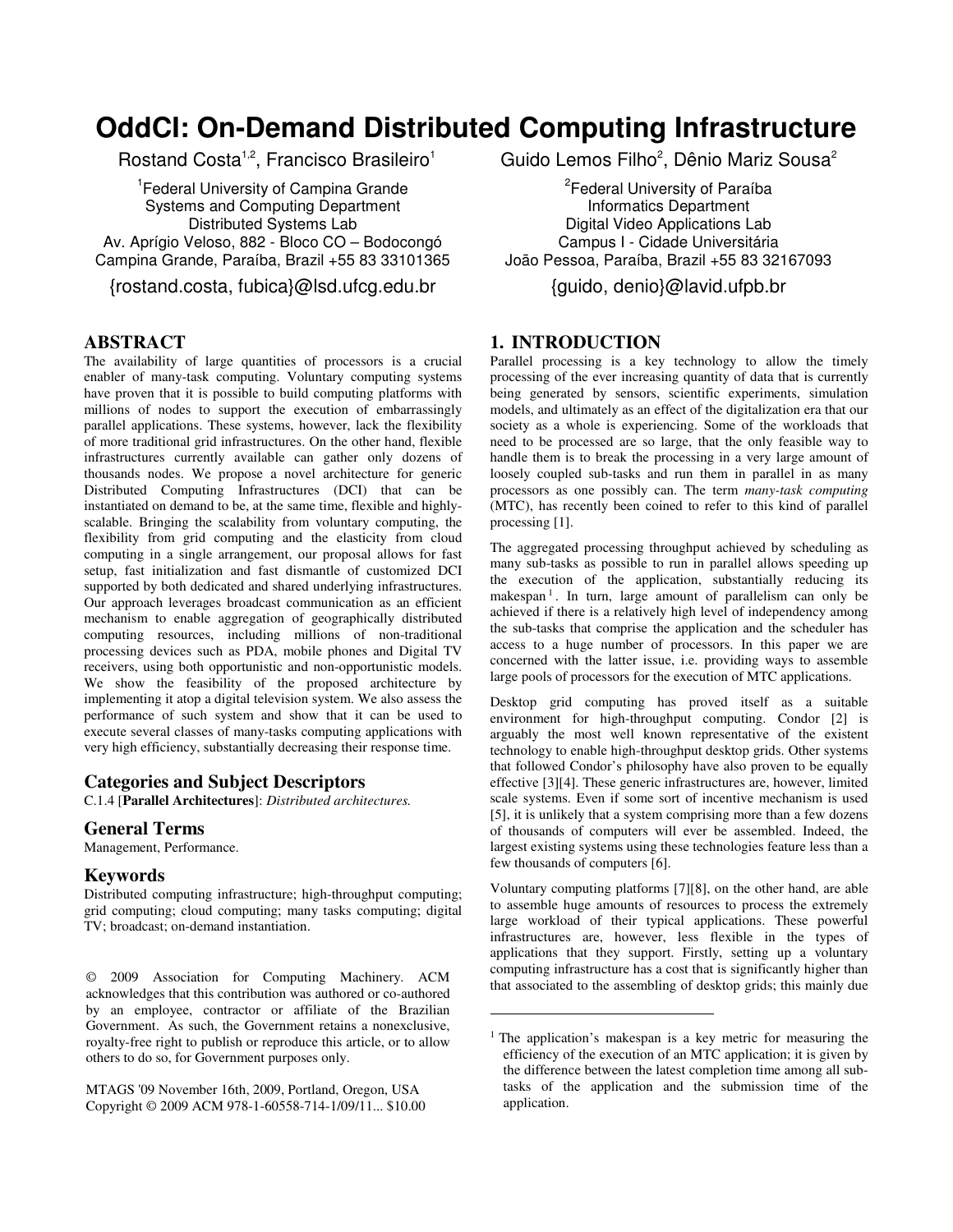# OddCI: On-Demand Distributed Computing Infrastructure

Rostand Costa[1,2], Francisco Brasileiro[1]

[1]Federal University of Campina Grande
Systems and Computing Department
Distributed Systems Lab
Av. Aprígio Veloso, 882 - Bloco CO – Bodocongó
Campina Grande, Paraíba, Brazil +55 83 33101365

{rostand.costa, fubica}@lsd.ufcg.edu.br

Guido Lemos Filho[2], Dênio Mariz Sousa[2]

[2]Federal University of Paraíba
Informatics Department
Digital Video Applications Lab
Campus I - Cidade Universitária
João Pessoa, Paraíba, Brazil +55 83 32167093

{guido, denio}@lavid.ufpb.br

## ABSTRACT

The availability of large quantities of processors is a crucial enabler of many-task computing. Voluntary computing systems have proven that it is possible to build computing platforms with millions of nodes to support the execution of embarrassingly parallel applications. These systems, however, lack the flexibility of more traditional grid infrastructures. On the other hand, flexible infrastructures currently available can gather only dozens of thousands nodes. We propose a novel architecture for generic Distributed Computing Infrastructures (DCI) that can be instantiated on demand to be, at the same time, flexible and highly-scalable. Bringing the scalability from voluntary computing, the flexibility from grid computing and the elasticity from cloud computing in a single arrangement, our proposal allows for fast setup, fast initialization and fast dismantle of customized DCI supported by both dedicated and shared underlying infrastructures. Our approach leverages broadcast communication as an efficient mechanism to enable aggregation of geographically distributed computing resources, including millions of non-traditional processing devices such as PDA, mobile phones and Digital TV receivers, using both opportunistic and non-opportunistic models. We show the feasibility of the proposed architecture by implementing it atop a digital television system. We also assess the performance of such system and show that it can be used to execute several classes of many-tasks computing applications with very high efficiency, substantially decreasing their response time.

### Categories and Subject Descriptors

C.1.4 [**Parallel Architectures**]: *Distributed architectures.*

### General Terms

Management, Performance.

### Keywords

Distributed computing infrastructure; high-throughput computing; grid computing; cloud computing; many tasks computing; digital TV; broadcast; on-demand instantiation.

© 2009 Association for Computing Machinery. ACM acknowledges that this contribution was authored or co-authored by an employee, contractor or affiliate of the Brazilian Government. As such, the Government retains a nonexclusive, royalty-free right to publish or reproduce this article, or to allow others to do so, for Government purposes only.

MTAGS '09 November 16th, 2009, Portland, Oregon, USA
Copyright © 2009 ACM 978-1-60558-714-1/09/11... $10.00

## 1. INTRODUCTION

Parallel processing is a key technology to allow the timely processing of the ever increasing quantity of data that is currently being generated by sensors, scientific experiments, simulation models, and ultimately as an effect of the digitalization era that our society as a whole is experiencing. Some of the workloads that need to be processed are so large, that the only feasible way to handle them is to break the processing in a very large amount of loosely coupled sub-tasks and run them in parallel in as many processors as one possibly can. The term *many-task computing* (MTC), has recently been coined to refer to this kind of parallel processing [1].

The aggregated processing throughput achieved by scheduling as many sub-tasks as possible to run in parallel allows speeding up the execution of the application, substantially reducing its makespan[1]. In turn, large amount of parallelism can only be achieved if there is a relatively high level of independency among the sub-tasks that comprise the application and the scheduler has access to a huge number of processors. In this paper we are concerned with the latter issue, i.e. providing ways to assemble large pools of processors for the execution of MTC applications.

Desktop grid computing has proved itself as a suitable environment for high-throughput computing. Condor [2] is arguably the most well known representative of the existent technology to enable high-throughput desktop grids. Other systems that followed Condor's philosophy have also proven to be equally effective [3][4]. These generic infrastructures are, however, limited scale systems. Even if some sort of incentive mechanism is used [5], it is unlikely that a system comprising more than a few dozens of thousands of computers will ever be assembled. Indeed, the largest existing systems using these technologies feature less than a few thousands of computers [6].

Voluntary computing platforms [7][8], on the other hand, are able to assemble huge amounts of resources to process the extremely large workload of their typical applications. These powerful infrastructures are, however, less flexible in the types of applications that they support. Firstly, setting up a voluntary computing infrastructure has a cost that is significantly higher than that associated to the assembling of desktop grids; this mainly due

[1] The application's makespan is a key metric for measuring the efficiency of the execution of an MTC application; it is given by the difference between the latest completion time among all sub-tasks of the application and the submission time of the application.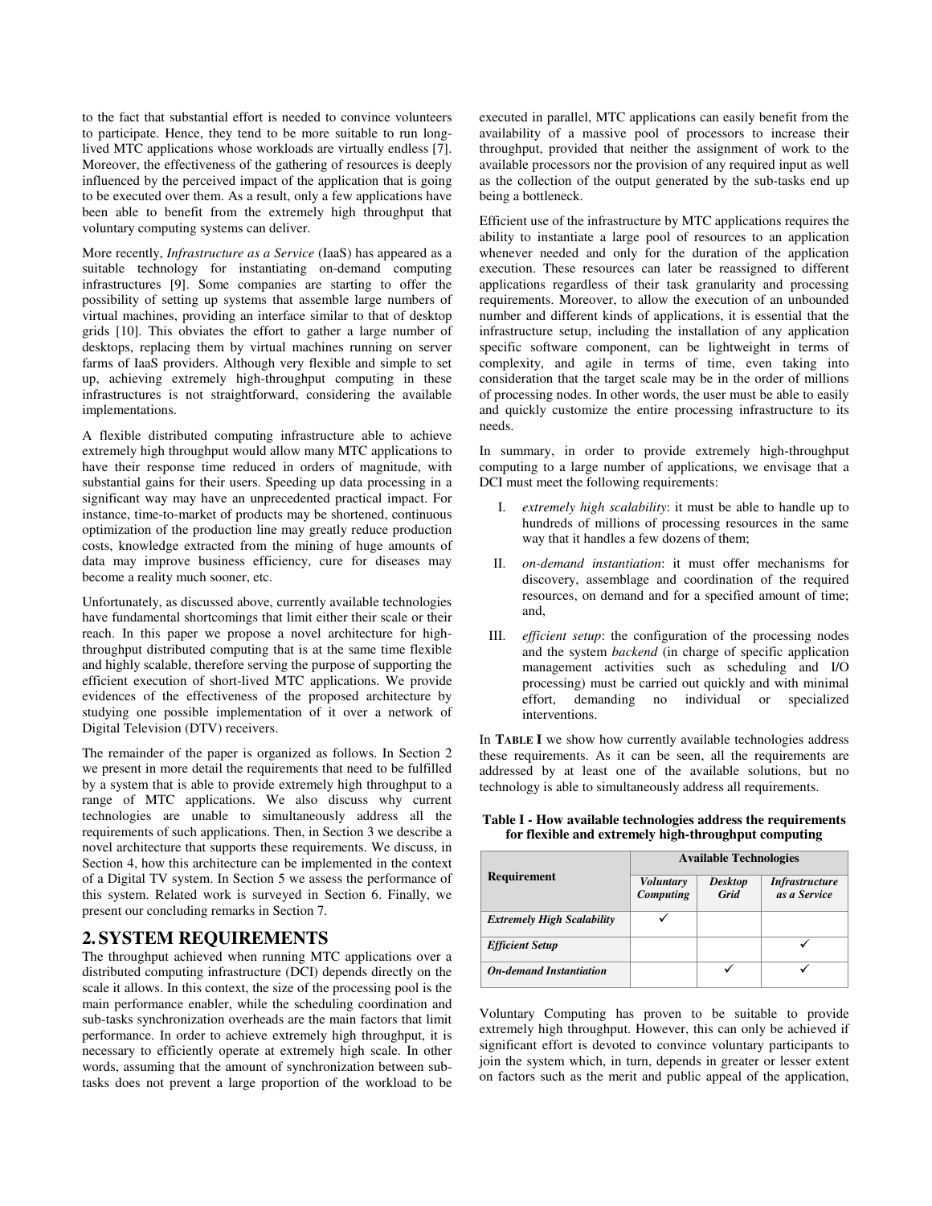to the fact that substantial effort is needed to convince volunteers to participate. Hence, they tend to be more suitable to run long-lived MTC applications whose workloads are virtually endless [7]. Moreover, the effectiveness of the gathering of resources is deeply influenced by the perceived impact of the application that is going to be executed over them. As a result, only a few applications have been able to benefit from the extremely high throughput that voluntary computing systems can deliver.

More recently, *Infrastructure as a Service* (IaaS) has appeared as a suitable technology for instantiating on-demand computing infrastructures [9]. Some companies are starting to offer the possibility of setting up systems that assemble large numbers of virtual machines, providing an interface similar to that of desktop grids [10]. This obviates the effort to gather a large number of desktops, replacing them by virtual machines running on server farms of IaaS providers. Although very flexible and simple to set up, achieving extremely high-throughput computing in these infrastructures is not straightforward, considering the available implementations.

A flexible distributed computing infrastructure able to achieve extremely high throughput would allow many MTC applications to have their response time reduced in orders of magnitude, with substantial gains for their users. Speeding up data processing in a significant way may have an unprecedented practical impact. For instance, time-to-market of products may be shortened, continuous optimization of the production line may greatly reduce production costs, knowledge extracted from the mining of huge amounts of data may improve business efficiency, cure for diseases may become a reality much sooner, etc.

Unfortunately, as discussed above, currently available technologies have fundamental shortcomings that limit either their scale or their reach. In this paper we propose a novel architecture for high-throughput distributed computing that is at the same time flexible and highly scalable, therefore serving the purpose of supporting the efficient execution of short-lived MTC applications. We provide evidences of the effectiveness of the proposed architecture by studying one possible implementation of it over a network of Digital Television (DTV) receivers.

The remainder of the paper is organized as follows. In Section 2 we present in more detail the requirements that need to be fulfilled by a system that is able to provide extremely high throughput to a range of MTC applications. We also discuss why current technologies are unable to simultaneously address all the requirements of such applications. Then, in Section 3 we describe a novel architecture that supports these requirements. We discuss, in Section 4, how this architecture can be implemented in the context of a Digital TV system. In Section 5 we assess the performance of this system. Related work is surveyed in Section 6. Finally, we present our concluding remarks in Section 7.

## 2. SYSTEM REQUIREMENTS

The throughput achieved when running MTC applications over a distributed computing infrastructure (DCI) depends directly on the scale it allows. In this context, the size of the processing pool is the main performance enabler, while the scheduling coordination and sub-tasks synchronization overheads are the main factors that limit performance. In order to achieve extremely high throughput, it is necessary to efficiently operate at extremely high scale. In other words, assuming that the amount of synchronization between sub-tasks does not prevent a large proportion of the workload to be executed in parallel, MTC applications can easily benefit from the availability of a massive pool of processors to increase their throughput, provided that neither the assignment of work to the available processors nor the provision of any required input as well as the collection of the output generated by the sub-tasks end up being a bottleneck.

Efficient use of the infrastructure by MTC applications requires the ability to instantiate a large pool of resources to an application whenever needed and only for the duration of the application execution. These resources can later be reassigned to different applications regardless of their task granularity and processing requirements. Moreover, to allow the execution of an unbounded number and different kinds of applications, it is essential that the infrastructure setup, including the installation of any application specific software component, can be lightweight in terms of complexity, and agile in terms of time, even taking into consideration that the target scale may be in the order of millions of processing nodes. In other words, the user must be able to easily and quickly customize the entire processing infrastructure to its needs.

In summary, in order to provide extremely high-throughput computing to a large number of applications, we envisage that a DCI must meet the following requirements:

I. *extremely high scalability*: it must be able to handle up to hundreds of millions of processing resources in the same way that it handles a few dozens of them;

II. *on-demand instantiation*: it must offer mechanisms for discovery, assemblage and coordination of the required resources, on demand and for a specified amount of time; and,

III. *efficient setup*: the configuration of the processing nodes and the system *backend* (in charge of specific application management activities such as scheduling and I/O processing) must be carried out quickly and with minimal effort, demanding no individual or specialized interventions.

In **TABLE I** we show how currently available technologies address these requirements. As it can be seen, all the requirements are addressed by at least one of the available solutions, but no technology is able to simultaneously address all requirements.

**Table I - How available technologies address the requirements for flexible and extremely high-throughput computing**

| Requirement | Available Technologies | | |
|---|---|---|---|
| | ***Voluntary Computing*** | ***Desktop Grid*** | ***Infrastructure as a Service*** |
| ***Extremely High Scalability*** | ✓ | | |
| ***Efficient Setup*** | | | ✓ |
| ***On-demand Instantiation*** | | ✓ | ✓ |

Voluntary Computing has proven to be suitable to provide extremely high throughput. However, this can only be achieved if significant effort is devoted to convince voluntary participants to join the system which, in turn, depends in greater or lesser extent on factors such as the merit and public appeal of the application,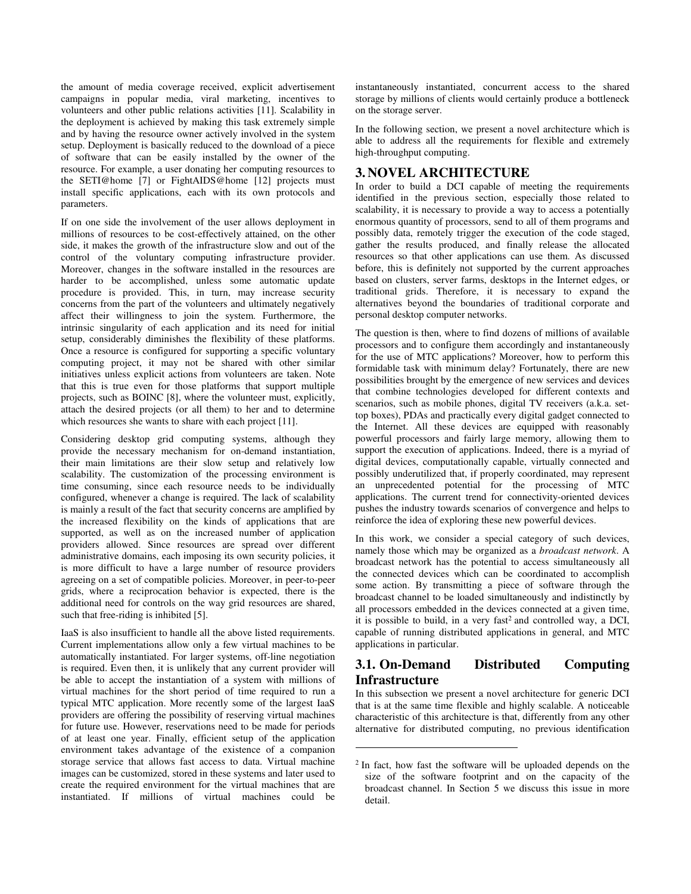the amount of media coverage received, explicit advertisement campaigns in popular media, viral marketing, incentives to volunteers and other public relations activities [11]. Scalability in the deployment is achieved by making this task extremely simple and by having the resource owner actively involved in the system setup. Deployment is basically reduced to the download of a piece of software that can be easily installed by the owner of the resource. For example, a user donating her computing resources to the SETI@home [7] or FightAIDS@home [12] projects must install specific applications, each with its own protocols and parameters.

If on one side the involvement of the user allows deployment in millions of resources to be cost-effectively attained, on the other side, it makes the growth of the infrastructure slow and out of the control of the voluntary computing infrastructure provider. Moreover, changes in the software installed in the resources are harder to be accomplished, unless some automatic update procedure is provided. This, in turn, may increase security concerns from the part of the volunteers and ultimately negatively affect their willingness to join the system. Furthermore, the intrinsic singularity of each application and its need for initial setup, considerably diminishes the flexibility of these platforms. Once a resource is configured for supporting a specific voluntary computing project, it may not be shared with other similar initiatives unless explicit actions from volunteers are taken. Note that this is true even for those platforms that support multiple projects, such as BOINC [8], where the volunteer must, explicitly, attach the desired projects (or all them) to her and to determine which resources she wants to share with each project [11].

Considering desktop grid computing systems, although they provide the necessary mechanism for on-demand instantiation, their main limitations are their slow setup and relatively low scalability. The customization of the processing environment is time consuming, since each resource needs to be individually configured, whenever a change is required. The lack of scalability is mainly a result of the fact that security concerns are amplified by the increased flexibility on the kinds of applications that are supported, as well as on the increased number of application providers allowed. Since resources are spread over different administrative domains, each imposing its own security policies, it is more difficult to have a large number of resource providers agreeing on a set of compatible policies. Moreover, in peer-to-peer grids, where a reciprocation behavior is expected, there is the additional need for controls on the way grid resources are shared, such that free-riding is inhibited [5].

IaaS is also insufficient to handle all the above listed requirements. Current implementations allow only a few virtual machines to be automatically instantiated. For larger systems, off-line negotiation is required. Even then, it is unlikely that any current provider will be able to accept the instantiation of a system with millions of virtual machines for the short period of time required to run a typical MTC application. More recently some of the largest IaaS providers are offering the possibility of reserving virtual machines for future use. However, reservations need to be made for periods of at least one year. Finally, efficient setup of the application environment takes advantage of the existence of a companion storage service that allows fast access to data. Virtual machine images can be customized, stored in these systems and later used to create the required environment for the virtual machines that are instantiated. If millions of virtual machines could be instantaneously instantiated, concurrent access to the shared storage by millions of clients would certainly produce a bottleneck on the storage server.

In the following section, we present a novel architecture which is able to address all the requirements for flexible and extremely high-throughput computing.

# 3. NOVEL ARCHITECTURE

In order to build a DCI capable of meeting the requirements identified in the previous section, especially those related to scalability, it is necessary to provide a way to access a potentially enormous quantity of processors, send to all of them programs and possibly data, remotely trigger the execution of the code staged, gather the results produced, and finally release the allocated resources so that other applications can use them. As discussed before, this is definitely not supported by the current approaches based on clusters, server farms, desktops in the Internet edges, or traditional grids. Therefore, it is necessary to expand the alternatives beyond the boundaries of traditional corporate and personal desktop computer networks.

The question is then, where to find dozens of millions of available processors and to configure them accordingly and instantaneously for the use of MTC applications? Moreover, how to perform this formidable task with minimum delay? Fortunately, there are new possibilities brought by the emergence of new services and devices that combine technologies developed for different contexts and scenarios, such as mobile phones, digital TV receivers (a.k.a. set-top boxes), PDAs and practically every digital gadget connected to the Internet. All these devices are equipped with reasonably powerful processors and fairly large memory, allowing them to support the execution of applications. Indeed, there is a myriad of digital devices, computationally capable, virtually connected and possibly underutilized that, if properly coordinated, may represent an unprecedented potential for the processing of MTC applications. The current trend for connectivity-oriented devices pushes the industry towards scenarios of convergence and helps to reinforce the idea of exploring these new powerful devices.

In this work, we consider a special category of such devices, namely those which may be organized as a *broadcast network*. A broadcast network has the potential to access simultaneously all the connected devices which can be coordinated to accomplish some action. By transmitting a piece of software through the broadcast channel to be loaded simultaneously and indistinctly by all processors embedded in the devices connected at a given time, it is possible to build, in a very fast[2] and controlled way, a DCI, capable of running distributed applications in general, and MTC applications in particular.

## 3.1. On-Demand Distributed Computing Infrastructure

In this subsection we present a novel architecture for generic DCI that is at the same time flexible and highly scalable. A noticeable characteristic of this architecture is that, differently from any other alternative for distributed computing, no previous identification

[2] In fact, how fast the software will be uploaded depends on the size of the software footprint and on the capacity of the broadcast channel. In Section 5 we discuss this issue in more detail.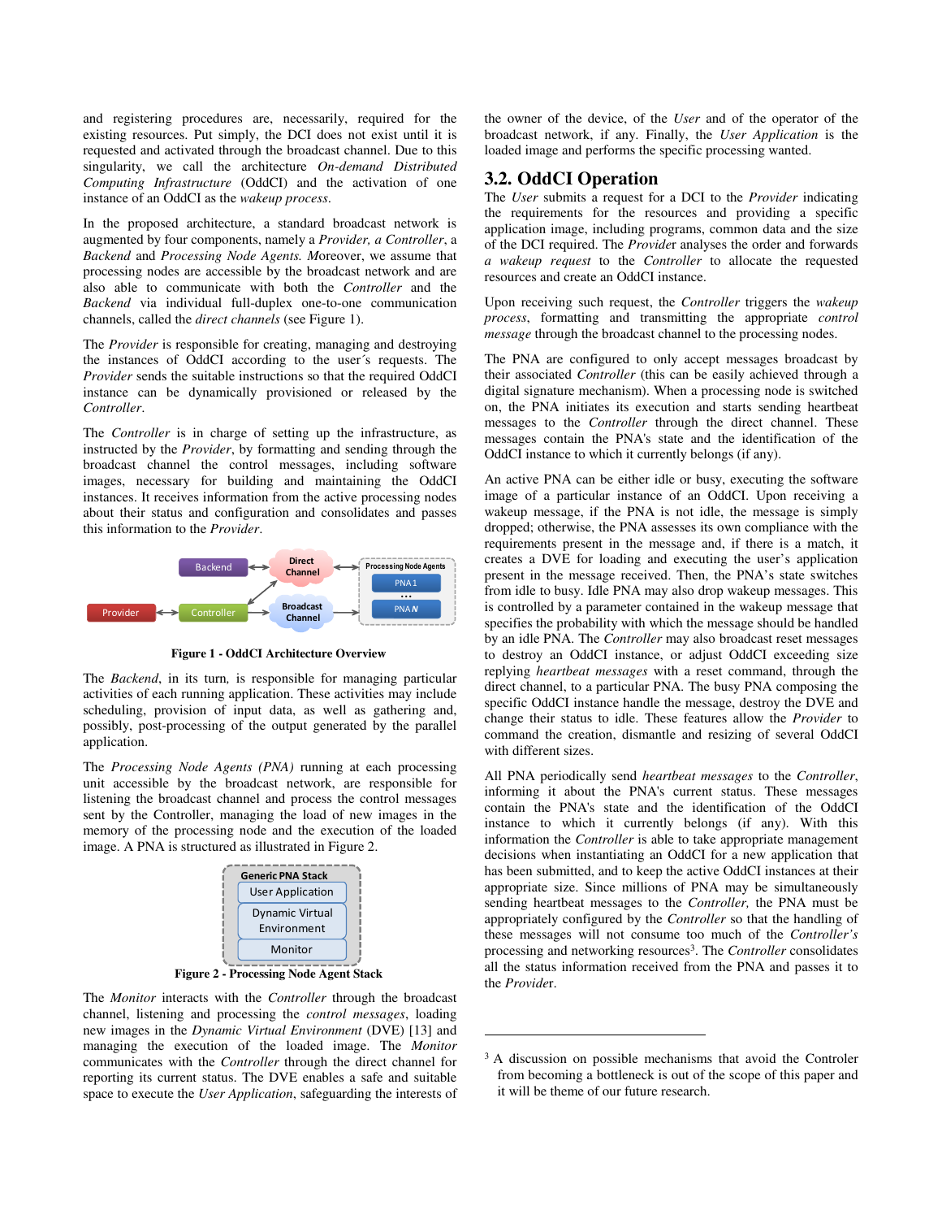and registering procedures are, necessarily, required for the existing resources. Put simply, the DCI does not exist until it is requested and activated through the broadcast channel. Due to this singularity, we call the architecture *On-demand Distributed Computing Infrastructure* (OddCI) and the activation of one instance of an OddCI as the *wakeup process*.

In the proposed architecture, a standard broadcast network is augmented by four components, namely a *Provider, a Controller*, a *Backend* and *Processing Node Agents.* Moreover, we assume that processing nodes are accessible by the broadcast network and are also able to communicate with both the *Controller* and the *Backend* via individual full-duplex one-to-one communication channels, called the *direct channels* (see Figure 1).

The *Provider* is responsible for creating, managing and destroying the instances of OddCI according to the user´s requests. The *Provider* sends the suitable instructions so that the required OddCI instance can be dynamically provisioned or released by the *Controller*.

The *Controller* is in charge of setting up the infrastructure, as instructed by the *Provider*, by formatting and sending through the broadcast channel the control messages, including software images, necessary for building and maintaining the OddCI instances. It receives information from the active processing nodes about their status and configuration and consolidates and passes this information to the *Provider*.

Backend

Direct Channel

Processing Node Agents

PNA 1

...

PNA N

Provider

Controller

Broadcast Channel

**Figure 1 - OddCI Architecture Overview**

The *Backend*, in its turn, is responsible for managing particular activities of each running application. These activities may include scheduling, provision of input data, as well as gathering and, possibly, post-processing of the output generated by the parallel application.

The *Processing Node Agents (PNA)* running at each processing unit accessible by the broadcast network, are responsible for listening the broadcast channel and process the control messages sent by the Controller, managing the load of new images in the memory of the processing node and the execution of the loaded image. A PNA is structured as illustrated in Figure 2.

Generic PNA Stack

User Application

Dynamic Virtual Environment

Monitor

**Figure 2 - Processing Node Agent Stack**

The *Monitor* interacts with the *Controller* through the broadcast channel, listening and processing the *control messages*, loading new images in the *Dynamic Virtual Environment* (DVE) [13] and managing the execution of the loaded image. The *Monitor* communicates with the *Controller* through the direct channel for reporting its current status. The DVE enables a safe and suitable space to execute the *User Application*, safeguarding the interests of the owner of the device, of the *User* and of the operator of the broadcast network, if any. Finally, the *User Application* is the loaded image and performs the specific processing wanted.

## 3.2. OddCI Operation

The *User* submits a request for a DCI to the *Provider* indicating the requirements for the resources and providing a specific application image, including programs, common data and the size of the DCI required. The *Provider* analyses the order and forwards *a wakeup request* to the *Controller* to allocate the requested resources and create an OddCI instance.

Upon receiving such request, the *Controller* triggers the *wakeup process*, formatting and transmitting the appropriate *control message* through the broadcast channel to the processing nodes.

The PNA are configured to only accept messages broadcast by their associated *Controller* (this can be easily achieved through a digital signature mechanism). When a processing node is switched on, the PNA initiates its execution and starts sending heartbeat messages to the *Controller* through the direct channel. These messages contain the PNA's state and the identification of the OddCI instance to which it currently belongs (if any).

An active PNA can be either idle or busy, executing the software image of a particular instance of an OddCI. Upon receiving a wakeup message, if the PNA is not idle, the message is simply dropped; otherwise, the PNA assesses its own compliance with the requirements present in the message and, if there is a match, it creates a DVE for loading and executing the user's application present in the message received. Then, the PNA's state switches from idle to busy. Idle PNA may also drop wakeup messages. This is controlled by a parameter contained in the wakeup message that specifies the probability with which the message should be handled by an idle PNA. The *Controller* may also broadcast reset messages to destroy an OddCI instance, or adjust OddCI exceeding size replying *heartbeat messages* with a reset command, through the direct channel, to a particular PNA. The busy PNA composing the specific OddCI instance handle the message, destroy the DVE and change their status to idle. These features allow the *Provider* to command the creation, dismantle and resizing of several OddCI with different sizes.

All PNA periodically send *heartbeat messages* to the *Controller*, informing it about the PNA's current status. These messages contain the PNA's state and the identification of the OddCI instance to which it currently belongs (if any). With this information the *Controller* is able to take appropriate management decisions when instantiating an OddCI for a new application that has been submitted, and to keep the active OddCI instances at their appropriate size. Since millions of PNA may be simultaneously sending heartbeat messages to the *Controller,* the PNA must be appropriately configured by the *Controller* so that the handling of these messages will not consume too much of the *Controller's* processing and networking resources[3]. The *Controller* consolidates all the status information received from the PNA and passes it to the *Provider*.

---

[3] A discussion on possible mechanisms that avoid the Controler from becoming a bottleneck is out of the scope of this paper and it will be theme of our future research.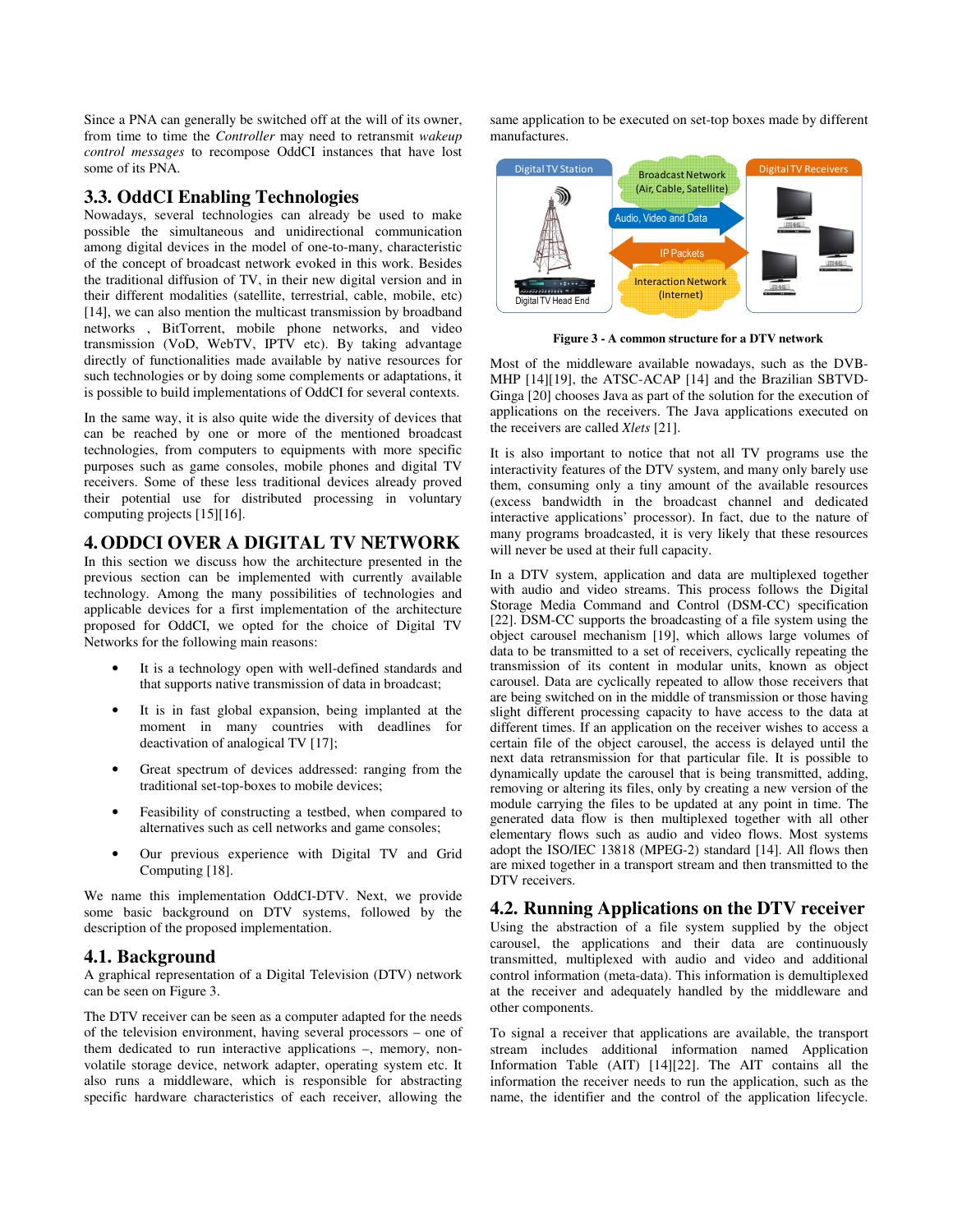Since a PNA can generally be switched off at the will of its owner, from time to time the *Controller* may need to retransmit *wakeup control messages* to recompose OddCI instances that have lost some of its PNA.

## 3.3. OddCI Enabling Technologies

Nowadays, several technologies can already be used to make possible the simultaneous and unidirectional communication among digital devices in the model of one-to-many, characteristic of the concept of broadcast network evoked in this work. Besides the traditional diffusion of TV, in their new digital version and in their different modalities (satellite, terrestrial, cable, mobile, etc) [14], we can also mention the multicast transmission by broadband networks , BitTorrent, mobile phone networks, and video transmission (VoD, WebTV, IPTV etc). By taking advantage directly of functionalities made available by native resources for such technologies or by doing some complements or adaptations, it is possible to build implementations of OddCI for several contexts.

In the same way, it is also quite wide the diversity of devices that can be reached by one or more of the mentioned broadcast technologies, from computers to equipments with more specific purposes such as game consoles, mobile phones and digital TV receivers. Some of these less traditional devices already proved their potential use for distributed processing in voluntary computing projects [15][16].

# 4. ODDCI OVER A DIGITAL TV NETWORK

In this section we discuss how the architecture presented in the previous section can be implemented with currently available technology. Among the many possibilities of technologies and applicable devices for a first implementation of the architecture proposed for OddCI, we opted for the choice of Digital TV Networks for the following main reasons:

- It is a technology open with well-defined standards and that supports native transmission of data in broadcast;
- It is in fast global expansion, being implanted at the moment in many countries with deadlines for deactivation of analogical TV [17];
- Great spectrum of devices addressed: ranging from the traditional set-top-boxes to mobile devices;
- Feasibility of constructing a testbed, when compared to alternatives such as cell networks and game consoles;
- Our previous experience with Digital TV and Grid Computing [18].

We name this implementation OddCI-DTV. Next, we provide some basic background on DTV systems, followed by the description of the proposed implementation.

## 4.1. Background

A graphical representation of a Digital Television (DTV) network can be seen on Figure 3.

The DTV receiver can be seen as a computer adapted for the needs of the television environment, having several processors – one of them dedicated to run interactive applications –, memory, non-volatile storage device, network adapter, operating system etc. It also runs a middleware, which is responsible for abstracting specific hardware characteristics of each receiver, allowing the same application to be executed on set-top boxes made by different manufactures.

**Figure 3 - A common structure for a DTV network**

Most of the middleware available nowadays, such as the DVB-MHP [14][19], the ATSC-ACAP [14] and the Brazilian SBTVD-Ginga [20] chooses Java as part of the solution for the execution of applications on the receivers. The Java applications executed on the receivers are called *Xlets* [21].

It is also important to notice that not all TV programs use the interactivity features of the DTV system, and many only barely use them, consuming only a tiny amount of the available resources (excess bandwidth in the broadcast channel and dedicated interactive applications' processor). In fact, due to the nature of many programs broadcasted, it is very likely that these resources will never be used at their full capacity.

In a DTV system, application and data are multiplexed together with audio and video streams. This process follows the Digital Storage Media Command and Control (DSM-CC) specification [22]. DSM-CC supports the broadcasting of a file system using the object carousel mechanism [19], which allows large volumes of data to be transmitted to a set of receivers, cyclically repeating the transmission of its content in modular units, known as object carousel. Data are cyclically repeated to allow those receivers that are being switched on in the middle of transmission or those having slight different processing capacity to have access to the data at different times. If an application on the receiver wishes to access a certain file of the object carousel, the access is delayed until the next data retransmission for that particular file. It is possible to dynamically update the carousel that is being transmitted, adding, removing or altering its files, only by creating a new version of the module carrying the files to be updated at any point in time. The generated data flow is then multiplexed together with all other elementary flows such as audio and video flows. Most systems adopt the ISO/IEC 13818 (MPEG-2) standard [14]. All flows then are mixed together in a transport stream and then transmitted to the DTV receivers.

## 4.2. Running Applications on the DTV receiver

Using the abstraction of a file system supplied by the object carousel, the applications and their data are continuously transmitted, multiplexed with audio and video and additional control information (meta-data). This information is demultiplexed at the receiver and adequately handled by the middleware and other components.

To signal a receiver that applications are available, the transport stream includes additional information named Application Information Table (AIT) [14][22]. The AIT contains all the information the receiver needs to run the application, such as the name, the identifier and the control of the application lifecycle.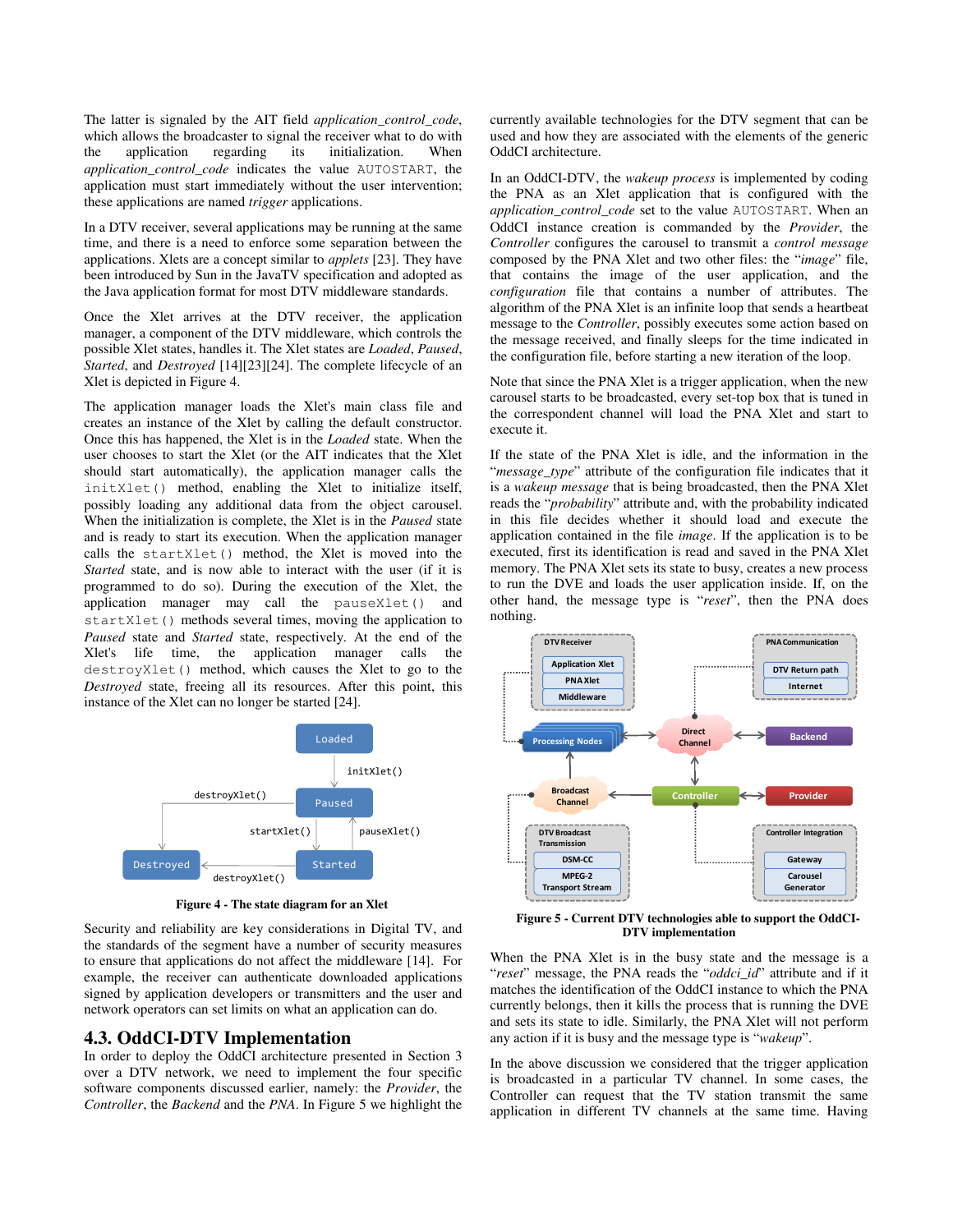The latter is signaled by the AIT field *application_control_code*, which allows the broadcaster to signal the receiver what to do with the application regarding its initialization. When *application_control_code* indicates the value AUTOSTART, the application must start immediately without the user intervention; these applications are named *trigger* applications.

In a DTV receiver, several applications may be running at the same time, and there is a need to enforce some separation between the applications. Xlets are a concept similar to *applets* [23]. They have been introduced by Sun in the JavaTV specification and adopted as the Java application format for most DTV middleware standards.

Once the Xlet arrives at the DTV receiver, the application manager, a component of the DTV middleware, which controls the possible Xlet states, handles it. The Xlet states are *Loaded*, *Paused*, *Started*, and *Destroyed* [14][23][24]. The complete lifecycle of an Xlet is depicted in Figure 4.

The application manager loads the Xlet's main class file and creates an instance of the Xlet by calling the default constructor. Once this has happened, the Xlet is in the *Loaded* state. When the user chooses to start the Xlet (or the AIT indicates that the Xlet should start automatically), the application manager calls the `initXlet()` method, enabling the Xlet to initialize itself, possibly loading any additional data from the object carousel. When the initialization is complete, the Xlet is in the *Paused* state and is ready to start its execution. When the application manager calls the `startXlet()` method, the Xlet is moved into the *Started* state, and is now able to interact with the user (if it is programmed to do so). During the execution of the Xlet, the application manager may call the `pauseXlet()` and `startXlet()` methods several times, moving the application to *Paused* state and *Started* state, respectively. At the end of the Xlet's life time, the application manager calls the `destroyXlet()` method, which causes the Xlet to go to the *Destroyed* state, freeing all its resources. After this point, this instance of the Xlet can no longer be started [24].

Loaded
initXlet()
destroyXlet()
Paused
startXlet()
pauseXlet()
Destroyed
Started
destroyXlet()

**Figure 4 - The state diagram for an Xlet**

Security and reliability are key considerations in Digital TV, and the standards of the segment have a number of security measures to ensure that applications do not affect the middleware [14]. For example, the receiver can authenticate downloaded applications signed by application developers or transmitters and the user and network operators can set limits on what an application can do.

## 4.3. OddCI-DTV Implementation

In order to deploy the OddCI architecture presented in Section 3 over a DTV network, we need to implement the four specific software components discussed earlier, namely: the *Provider*, the *Controller*, the *Backend* and the *PNA*. In Figure 5 we highlight the currently available technologies for the DTV segment that can be used and how they are associated with the elements of the generic OddCI architecture.

In an OddCI-DTV, the *wakeup process* is implemented by coding the PNA as an Xlet application that is configured with the *application_control_code* set to the value AUTOSTART. When an OddCI instance creation is commanded by the *Provider*, the *Controller* configures the carousel to transmit a *control message* composed by the PNA Xlet and two other files: the "*image*" file, that contains the image of the user application, and the *configuration* file that contains a number of attributes. The algorithm of the PNA Xlet is an infinite loop that sends a heartbeat message to the *Controller*, possibly executes some action based on the message received, and finally sleeps for the time indicated in the configuration file, before starting a new iteration of the loop.

Note that since the PNA Xlet is a trigger application, when the new carousel starts to be broadcasted, every set-top box that is tuned in the correspondent channel will load the PNA Xlet and start to execute it.

If the state of the PNA Xlet is idle, and the information in the "*message_type*" attribute of the configuration file indicates that it is a *wakeup message* that is being broadcasted, then the PNA Xlet reads the "*probability*" attribute and, with the probability indicated in this file decides whether it should load and execute the application contained in the file *image*. If the application is to be executed, first its identification is read and saved in the PNA Xlet memory. The PNA Xlet sets its state to busy, creates a new process to run the DVE and loads the user application inside. If, on the other hand, the message type is "*reset*", then the PNA does nothing.

DTV Receiver
Application Xlet
PNA Xlet
Middleware
PNA Communication
DTV Return path
Internet
Processing Nodes
Direct Channel
Backend
Broadcast Channel
Controller
Provider
DTV Broadcast Transmission
DSM-CC
MPEG-2 Transport Stream
Controller Integration
Gateway
Carousel Generator

**Figure 5 - Current DTV technologies able to support the OddCI-DTV implementation**

When the PNA Xlet is in the busy state and the message is a "*reset*" message, the PNA reads the "*oddci_id*" attribute and if it matches the identification of the OddCI instance to which the PNA currently belongs, then it kills the process that is running the DVE and sets its state to idle. Similarly, the PNA Xlet will not perform any action if it is busy and the message type is "*wakeup*".

In the above discussion we considered that the trigger application is broadcasted in a particular TV channel. In some cases, the Controller can request that the TV station transmit the same application in different TV channels at the same time. Having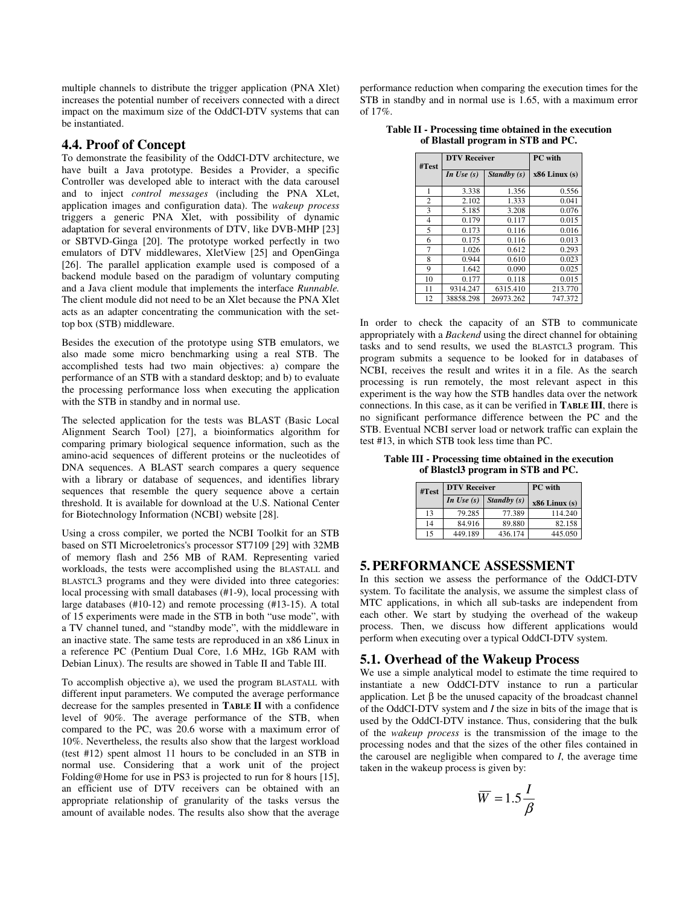multiple channels to distribute the trigger application (PNA Xlet) increases the potential number of receivers connected with a direct impact on the maximum size of the OddCI-DTV systems that can be instantiated.

## 4.4. Proof of Concept

To demonstrate the feasibility of the OddCI-DTV architecture, we have built a Java prototype. Besides a Provider, a specific Controller was developed able to interact with the data carousel and to inject *control messages* (including the PNA XLet, application images and configuration data). The *wakeup process* triggers a generic PNA Xlet, with possibility of dynamic adaptation for several environments of DTV, like DVB-MHP [23] or SBTVD-Ginga [20]. The prototype worked perfectly in two emulators of DTV middlewares, XletView [25] and OpenGinga [26]. The parallel application example used is composed of a backend module based on the paradigm of voluntary computing and a Java client module that implements the interface *Runnable.* The client module did not need to be an Xlet because the PNA Xlet acts as an adapter concentrating the communication with the set-top box (STB) middleware.

Besides the execution of the prototype using STB emulators, we also made some micro benchmarking using a real STB. The accomplished tests had two main objectives: a) compare the performance of an STB with a standard desktop; and b) to evaluate the processing performance loss when executing the application with the STB in standby and in normal use.

The selected application for the tests was BLAST (Basic Local Alignment Search Tool) [27], a bioinformatics algorithm for comparing primary biological sequence information, such as the amino-acid sequences of different proteins or the nucleotides of DNA sequences. A BLAST search compares a query sequence with a library or database of sequences, and identifies library sequences that resemble the query sequence above a certain threshold. It is available for download at the U.S. National Center for Biotechnology Information (NCBI) website [28].

Using a cross compiler, we ported the NCBI Toolkit for an STB based on STI Microeletronics's processor ST7109 [29] with 32MB of memory flash and 256 MB of RAM. Representing varied workloads, the tests were accomplished using the BLASTALL and BLASTCL3 programs and they were divided into three categories: local processing with small databases (#1-9), local processing with large databases (#10-12) and remote processing (#13-15). A total of 15 experiments were made in the STB in both "use mode", with a TV channel tuned, and "standby mode", with the middleware in an inactive state. The same tests are reproduced in an x86 Linux in a reference PC (Pentium Dual Core, 1.6 MHz, 1Gb RAM with Debian Linux). The results are showed in Table II and Table III.

To accomplish objective a), we used the program BLASTALL with different input parameters. We computed the average performance decrease for the samples presented in **TABLE II** with a confidence level of 90%. The average performance of the STB, when compared to the PC, was 20.6 worse with a maximum error of 10%. Nevertheless, the results also show that the largest workload (test #12) spent almost 11 hours to be concluded in an STB in normal use. Considering that a work unit of the project Folding@Home for use in PS3 is projected to run for 8 hours [15], an efficient use of DTV receivers can be obtained with an appropriate relationship of granularity of the tasks versus the amount of available nodes. The results also show that the average performance reduction when comparing the execution times for the STB in standby and in normal use is 1.65, with a maximum error of 17%.

**Table II - Processing time obtained in the execution of Blastall program in STB and PC.**

| #Test | DTV Receiver | | PC with |
|---|---|---|---|
| | *In Use (s)* | *Standby (s)* | x86 Linux (s) |
| 1 | 3.338 | 1.356 | 0.556 |
| 2 | 2.102 | 1.333 | 0.041 |
| 3 | 5.185 | 3.208 | 0.076 |
| 4 | 0.179 | 0.117 | 0.015 |
| 5 | 0.173 | 0.116 | 0.016 |
| 6 | 0.175 | 0.116 | 0.013 |
| 7 | 1.026 | 0.612 | 0.293 |
| 8 | 0.944 | 0.610 | 0.023 |
| 9 | 1.642 | 0.090 | 0.025 |
| 10 | 0.177 | 0.118 | 0.015 |
| 11 | 9314.247 | 6315.410 | 213.770 |
| 12 | 38858.298 | 26973.262 | 747.372 |

In order to check the capacity of an STB to communicate appropriately with a *Backend* using the direct channel for obtaining tasks and to send results, we used the BLASTCL3 program. This program submits a sequence to be looked for in databases of NCBI, receives the result and writes it in a file. As the search processing is run remotely, the most relevant aspect in this experiment is the way how the STB handles data over the network connections. In this case, as it can be verified in **TABLE III**, there is no significant performance difference between the PC and the STB. Eventual NCBI server load or network traffic can explain the test #13, in which STB took less time than PC.

**Table III - Processing time obtained in the execution of Blastcl3 program in STB and PC.**

| #Test | DTV Receiver | | PC with |
|---|---|---|---|
| | *In Use (s)* | *Standby (s)* | x86 Linux (s) |
| 13 | 79.285 | 77.389 | 114.240 |
| 14 | 84.916 | 89.880 | 82.158 |
| 15 | 449.189 | 436.174 | 445.050 |

# 5. PERFORMANCE ASSESSMENT

In this section we assess the performance of the OddCI-DTV system. To facilitate the analysis, we assume the simplest class of MTC applications, in which all sub-tasks are independent from each other. We start by studying the overhead of the wakeup process. Then, we discuss how different applications would perform when executing over a typical OddCI-DTV system.

## 5.1. Overhead of the Wakeup Process

We use a simple analytical model to estimate the time required to instantiate a new OddCI-DTV instance to run a particular application. Let $\beta$ be the unused capacity of the broadcast channel of the OddCI-DTV system and $I$ the size in bits of the image that is used by the OddCI-DTV instance. Thus, considering that the bulk of the *wakeup process* is the transmission of the image to the processing nodes and that the sizes of the other files contained in the carousel are negligible when compared to $I$, the average time taken in the wakeup process is given by:

$$\overline{W} = 1.5\frac{I}{\beta}$$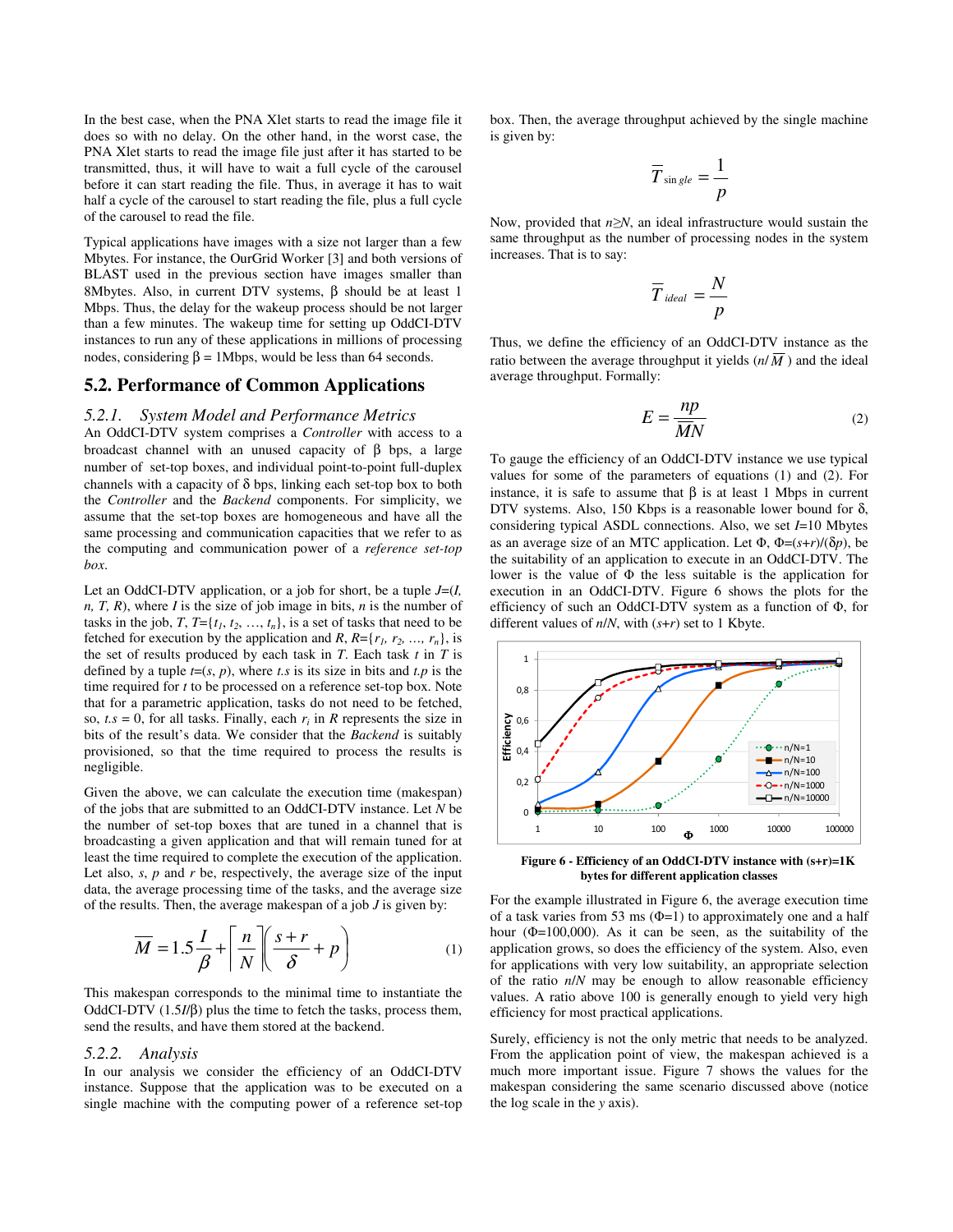In the best case, when the PNA Xlet starts to read the image file it does so with no delay. On the other hand, in the worst case, the PNA Xlet starts to read the image file just after it has started to be transmitted, thus, it will have to wait a full cycle of the carousel before it can start reading the file. Thus, in average it has to wait half a cycle of the carousel to start reading the file, plus a full cycle of the carousel to read the file.

Typical applications have images with a size not larger than a few Mbytes. For instance, the OurGrid Worker [3] and both versions of BLAST used in the previous section have images smaller than 8Mbytes. Also, in current DTV systems, β should be at least 1 Mbps. Thus, the delay for the wakeup process should be not larger than a few minutes. The wakeup time for setting up OddCI-DTV instances to run any of these applications in millions of processing nodes, considering β = 1Mbps, would be less than 64 seconds.

## 5.2. Performance of Common Applications

### *5.2.1. System Model and Performance Metrics*

An OddCI-DTV system comprises a *Controller* with access to a broadcast channel with an unused capacity of β bps, a large number of set-top boxes, and individual point-to-point full-duplex channels with a capacity of δ bps, linking each set-top box to both the *Controller* and the *Backend* components. For simplicity, we assume that the set-top boxes are homogeneous and have all the same processing and communication capacities that we refer to as the computing and communication power of a *reference set-top box*.

Let an OddCI-DTV application, or a job for short, be a tuple $J=(I, n, T, R)$, where $I$ is the size of job image in bits, $n$ is the number of tasks in the job, $T$, $T=\{t_1, t_2, \ldots, t_n\}$, is a set of tasks that need to be fetched for execution by the application and $R$, $R=\{r_1, r_2, \ldots, r_n\}$, is the set of results produced by each task in $T$. Each task $t$ in $T$ is defined by a tuple $t=(s, p)$, where $t.s$ is its size in bits and $t.p$ is the time required for $t$ to be processed on a reference set-top box. Note that for a parametric application, tasks do not need to be fetched, so, $t.s = 0$, for all tasks. Finally, each $r_i$ in $R$ represents the size in bits of the result's data. We consider that the *Backend* is suitably provisioned, so that the time required to process the results is negligible.

Given the above, we can calculate the execution time (makespan) of the jobs that are submitted to an OddCI-DTV instance. Let $N$ be the number of set-top boxes that are tuned in a channel that is broadcasting a given application and that will remain tuned for at least the time required to complete the execution of the application. Let also, $s$, $p$ and $r$ be, respectively, the average size of the input data, the average processing time of the tasks, and the average size of the results. Then, the average makespan of a job $J$ is given by:

$$\overline{M} = 1.5\frac{I}{\beta} + \left\lceil \frac{n}{N} \right\rceil \left( \frac{s+r}{\delta} + p \right) \tag{1}$$

This makespan corresponds to the minimal time to instantiate the OddCI-DTV ($1.5I/\beta$) plus the time to fetch the tasks, process them, send the results, and have them stored at the backend.

### *5.2.2. Analysis*

In our analysis we consider the efficiency of an OddCI-DTV instance. Suppose that the application was to be executed on a single machine with the computing power of a reference set-top box. Then, the average throughput achieved by the single machine is given by:

$$\overline{T}_{single} = \frac{1}{p}$$

Now, provided that $n \geq N$, an ideal infrastructure would sustain the same throughput as the number of processing nodes in the system increases. That is to say:

$$\overline{T}_{ideal} = \frac{N}{p}$$

Thus, we define the efficiency of an OddCI-DTV instance as the ratio between the average throughput it yields ($n/\overline{M}$) and the ideal average throughput. Formally:

$$E = \frac{np}{\overline{M}N} \tag{2}$$

To gauge the efficiency of an OddCI-DTV instance we use typical values for some of the parameters of equations (1) and (2). For instance, it is safe to assume that β is at least 1 Mbps in current DTV systems. Also, 150 Kbps is a reasonable lower bound for δ, considering typical ASDL connections. Also, we set $I$=10 Mbytes as an average size of an MTC application. Let Φ, $\Phi=(s+r)/(\delta p)$, be the suitability of an application to execute in an OddCI-DTV. The lower is the value of Φ the less suitable is the application for execution in an OddCI-DTV. Figure 6 shows the plots for the efficiency of such an OddCI-DTV system as a function of Φ, for different values of $n/N$, with $(s+r)$ set to 1 Kbyte.

**Figure 6 - Efficiency of an OddCI-DTV instance with (s+r)=1K bytes for different application classes**

For the example illustrated in Figure 6, the average execution time of a task varies from 53 ms (Φ=1) to approximately one and a half hour (Φ=100,000). As it can be seen, as the suitability of the application grows, so does the efficiency of the system. Also, even for applications with very low suitability, an appropriate selection of the ratio $n/N$ may be enough to allow reasonable efficiency values. A ratio above 100 is generally enough to yield very high efficiency for most practical applications.

Surely, efficiency is not the only metric that needs to be analyzed. From the application point of view, the makespan achieved is a much more important issue. Figure 7 shows the values for the makespan considering the same scenario discussed above (notice the log scale in the *y* axis).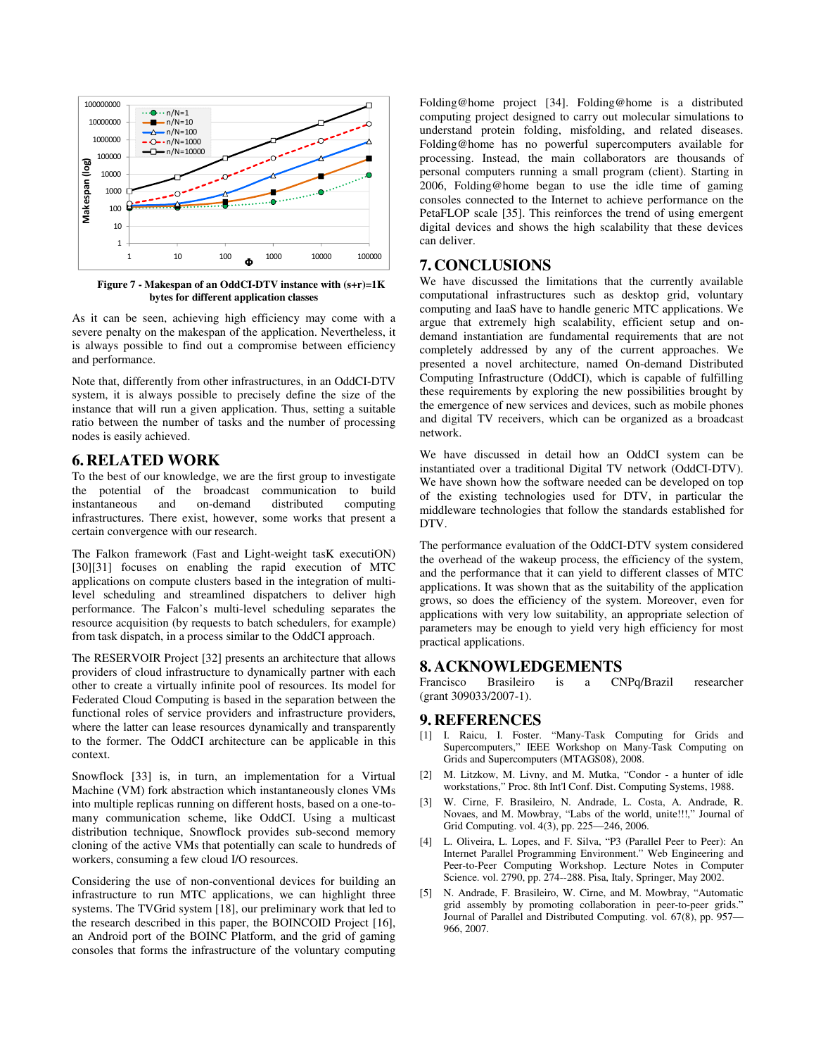Figure 7 - Makespan of an OddCI-DTV instance with (s+r)=1K bytes for different application classes

As it can be seen, achieving high efficiency may come with a severe penalty on the makespan of the application. Nevertheless, it is always possible to find out a compromise between efficiency and performance.

Note that, differently from other infrastructures, in an OddCI-DTV system, it is always possible to precisely define the size of the instance that will run a given application. Thus, setting a suitable ratio between the number of tasks and the number of processing nodes is easily achieved.

## 6. RELATED WORK

To the best of our knowledge, we are the first group to investigate the potential of the broadcast communication to build instantaneous and on-demand distributed computing infrastructures. There exist, however, some works that present a certain convergence with our research.

The Falkon framework (Fast and Light-weight tasK executiON) [30][31] focuses on enabling the rapid execution of MTC applications on compute clusters based in the integration of multi-level scheduling and streamlined dispatchers to deliver high performance. The Falcon's multi-level scheduling separates the resource acquisition (by requests to batch schedulers, for example) from task dispatch, in a process similar to the OddCI approach.

The RESERVOIR Project [32] presents an architecture that allows providers of cloud infrastructure to dynamically partner with each other to create a virtually infinite pool of resources. Its model for Federated Cloud Computing is based in the separation between the functional roles of service providers and infrastructure providers, where the latter can lease resources dynamically and transparently to the former. The OddCI architecture can be applicable in this context.

Snowflock [33] is, in turn, an implementation for a Virtual Machine (VM) fork abstraction which instantaneously clones VMs into multiple replicas running on different hosts, based on a one-to-many communication scheme, like OddCI. Using a multicast distribution technique, Snowflock provides sub-second memory cloning of the active VMs that potentially can scale to hundreds of workers, consuming a few cloud I/O resources.

Considering the use of non-conventional devices for building an infrastructure to run MTC applications, we can highlight three systems. The TVGrid system [18], our preliminary work that led to the research described in this paper, the BOINCOID Project [16], an Android port of the BOINC Platform, and the grid of gaming consoles that forms the infrastructure of the voluntary computing Folding@home project [34]. Folding@home is a distributed computing project designed to carry out molecular simulations to understand protein folding, misfolding, and related diseases. Folding@home has no powerful supercomputers available for processing. Instead, the main collaborators are thousands of personal computers running a small program (client). Starting in 2006, Folding@home began to use the idle time of gaming consoles connected to the Internet to achieve performance on the PetaFLOP scale [35]. This reinforces the trend of using emergent digital devices and shows the high scalability that these devices can deliver.

## 7. CONCLUSIONS

We have discussed the limitations that the currently available computational infrastructures such as desktop grid, voluntary computing and IaaS have to handle generic MTC applications. We argue that extremely high scalability, efficient setup and on-demand instantiation are fundamental requirements that are not completely addressed by any of the current approaches. We presented a novel architecture, named On-demand Distributed Computing Infrastructure (OddCI), which is capable of fulfilling these requirements by exploring the new possibilities brought by the emergence of new services and devices, such as mobile phones and digital TV receivers, which can be organized as a broadcast network.

We have discussed in detail how an OddCI system can be instantiated over a traditional Digital TV network (OddCI-DTV). We have shown how the software needed can be developed on top of the existing technologies used for DTV, in particular the middleware technologies that follow the standards established for DTV.

The performance evaluation of the OddCI-DTV system considered the overhead of the wakeup process, the efficiency of the system, and the performance that it can yield to different classes of MTC applications. It was shown that as the suitability of the application grows, so does the efficiency of the system. Moreover, even for applications with very low suitability, an appropriate selection of parameters may be enough to yield very high efficiency for most practical applications.

## 8. ACKNOWLEDGEMENTS

Francisco Brasileiro is a CNPq/Brazil researcher (grant 309033/2007-1).

## 9. REFERENCES

[1] I. Raicu, I. Foster. "Many-Task Computing for Grids and Supercomputers," IEEE Workshop on Many-Task Computing on Grids and Supercomputers (MTAGS08), 2008.

[2] M. Litzkow, M. Livny, and M. Mutka, "Condor - a hunter of idle workstations," Proc. 8th Int'l Conf. Dist. Computing Systems, 1988.

[3] W. Cirne, F. Brasileiro, N. Andrade, L. Costa, A. Andrade, R. Novaes, and M. Mowbray, "Labs of the world, unite!!!," Journal of Grid Computing. vol. 4(3), pp. 225—246, 2006.

[4] L. Oliveira, L. Lopes, and F. Silva, "P3 (Parallel Peer to Peer): An Internet Parallel Programming Environment." Web Engineering and Peer-to-Peer Computing Workshop. Lecture Notes in Computer Science. vol. 2790, pp. 274--288. Pisa, Italy, Springer, May 2002.

[5] N. Andrade, F. Brasileiro, W. Cirne, and M. Mowbray, "Automatic grid assembly by promoting collaboration in peer-to-peer grids." Journal of Parallel and Distributed Computing. vol. 67(8), pp. 957—966, 2007.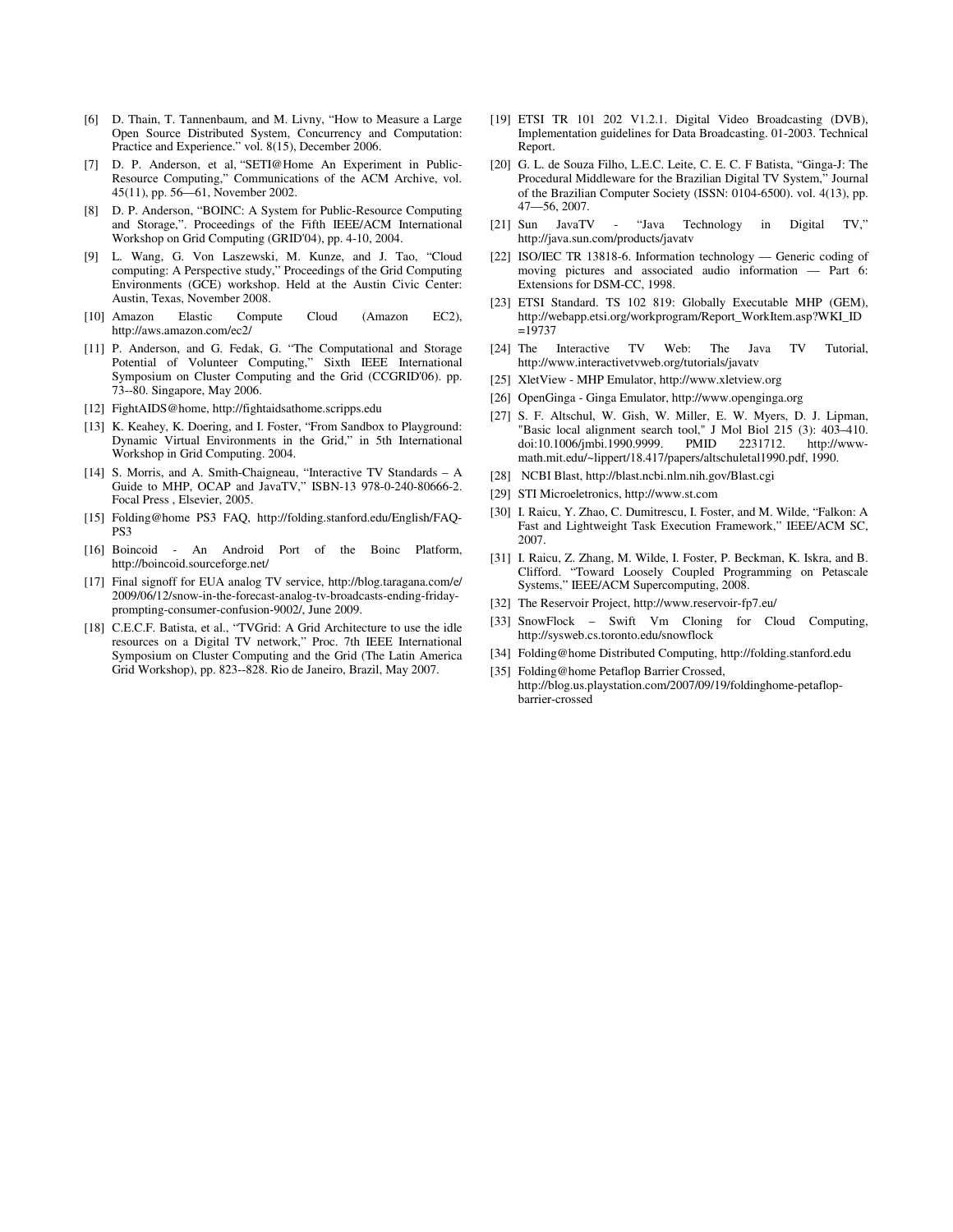[6] D. Thain, T. Tannenbaum, and M. Livny, "How to Measure a Large Open Source Distributed System, Concurrency and Computation: Practice and Experience." vol. 8(15), December 2006.

[7] D. P. Anderson, et al, "SETI@Home An Experiment in Public-Resource Computing," Communications of the ACM Archive, vol. 45(11), pp. 56—61, November 2002.

[8] D. P. Anderson, "BOINC: A System for Public-Resource Computing and Storage,". Proceedings of the Fifth IEEE/ACM International Workshop on Grid Computing (GRID'04), pp. 4-10, 2004.

[9] L. Wang, G. Von Laszewski, M. Kunze, and J. Tao, "Cloud computing: A Perspective study," Proceedings of the Grid Computing Environments (GCE) workshop. Held at the Austin Civic Center: Austin, Texas, November 2008.

[10] Amazon Elastic Compute Cloud (Amazon EC2), http://aws.amazon.com/ec2/

[11] P. Anderson, and G. Fedak, G. "The Computational and Storage Potential of Volunteer Computing," Sixth IEEE International Symposium on Cluster Computing and the Grid (CCGRID'06). pp. 73--80. Singapore, May 2006.

[12] FightAIDS@home, http://fightaidsathome.scripps.edu

[13] K. Keahey, K. Doering, and I. Foster, "From Sandbox to Playground: Dynamic Virtual Environments in the Grid," in 5th International Workshop in Grid Computing. 2004.

[14] S. Morris, and A. Smith-Chaigneau, "Interactive TV Standards – A Guide to MHP, OCAP and JavaTV," ISBN-13 978-0-240-80666-2. Focal Press , Elsevier, 2005.

[15] Folding@home PS3 FAQ, http://folding.stanford.edu/English/FAQ-PS3

[16] Boincoid - An Android Port of the Boinc Platform, http://boincoid.sourceforge.net/

[17] Final signoff for EUA analog TV service, http://blog.taragana.com/e/2009/06/12/snow-in-the-forecast-analog-tv-broadcasts-ending-friday-prompting-consumer-confusion-9002/, June 2009.

[18] C.E.C.F. Batista, et al., "TVGrid: A Grid Architecture to use the idle resources on a Digital TV network," Proc. 7th IEEE International Symposium on Cluster Computing and the Grid (The Latin America Grid Workshop), pp. 823--828. Rio de Janeiro, Brazil, May 2007.

[19] ETSI TR 101 202 V1.2.1. Digital Video Broadcasting (DVB), Implementation guidelines for Data Broadcasting. 01-2003. Technical Report.

[20] G. L. de Souza Filho, L.E.C. Leite, C. E. C. F Batista, "Ginga-J: The Procedural Middleware for the Brazilian Digital TV System," Journal of the Brazilian Computer Society (ISSN: 0104-6500). vol. 4(13), pp. 47—56, 2007.

[21] Sun JavaTV - "Java Technology in Digital TV," http://java.sun.com/products/javatv

[22] ISO/IEC TR 13818-6. Information technology — Generic coding of moving pictures and associated audio information — Part 6: Extensions for DSM-CC, 1998.

[23] ETSI Standard. TS 102 819: Globally Executable MHP (GEM), http://webapp.etsi.org/workprogram/Report_WorkItem.asp?WKI_ID=19737

[24] The Interactive TV Web: The Java TV Tutorial, http://www.interactivetvweb.org/tutorials/javatv

[25] XletView - MHP Emulator, http://www.xletview.org

[26] OpenGinga - Ginga Emulator, http://www.openginga.org

[27] S. F. Altschul, W. Gish, W. Miller, E. W. Myers, D. J. Lipman, "Basic local alignment search tool," J Mol Biol 215 (3): 403–410. doi:10.1006/jmbi.1990.9999. PMID 2231712. http://www-math.mit.edu/~lippert/18.417/papers/altschuletal1990.pdf, 1990.

[28] NCBI Blast, http://blast.ncbi.nlm.nih.gov/Blast.cgi

[29] STI Microeletronics, http://www.st.com

[30] I. Raicu, Y. Zhao, C. Dumitrescu, I. Foster, and M. Wilde, "Falkon: A Fast and Lightweight Task Execution Framework," IEEE/ACM SC, 2007.

[31] I. Raicu, Z. Zhang, M. Wilde, I. Foster, P. Beckman, K. Iskra, and B. Clifford. "Toward Loosely Coupled Programming on Petascale Systems," IEEE/ACM Supercomputing, 2008.

[32] The Reservoir Project, http://www.reservoir-fp7.eu/

[33] SnowFlock – Swift Vm Cloning for Cloud Computing, http://sysweb.cs.toronto.edu/snowflock

[34] Folding@home Distributed Computing, http://folding.stanford.edu

[35] Folding@home Petaflop Barrier Crossed, http://blog.us.playstation.com/2007/09/19/foldinghome-petaflop-barrier-crossed